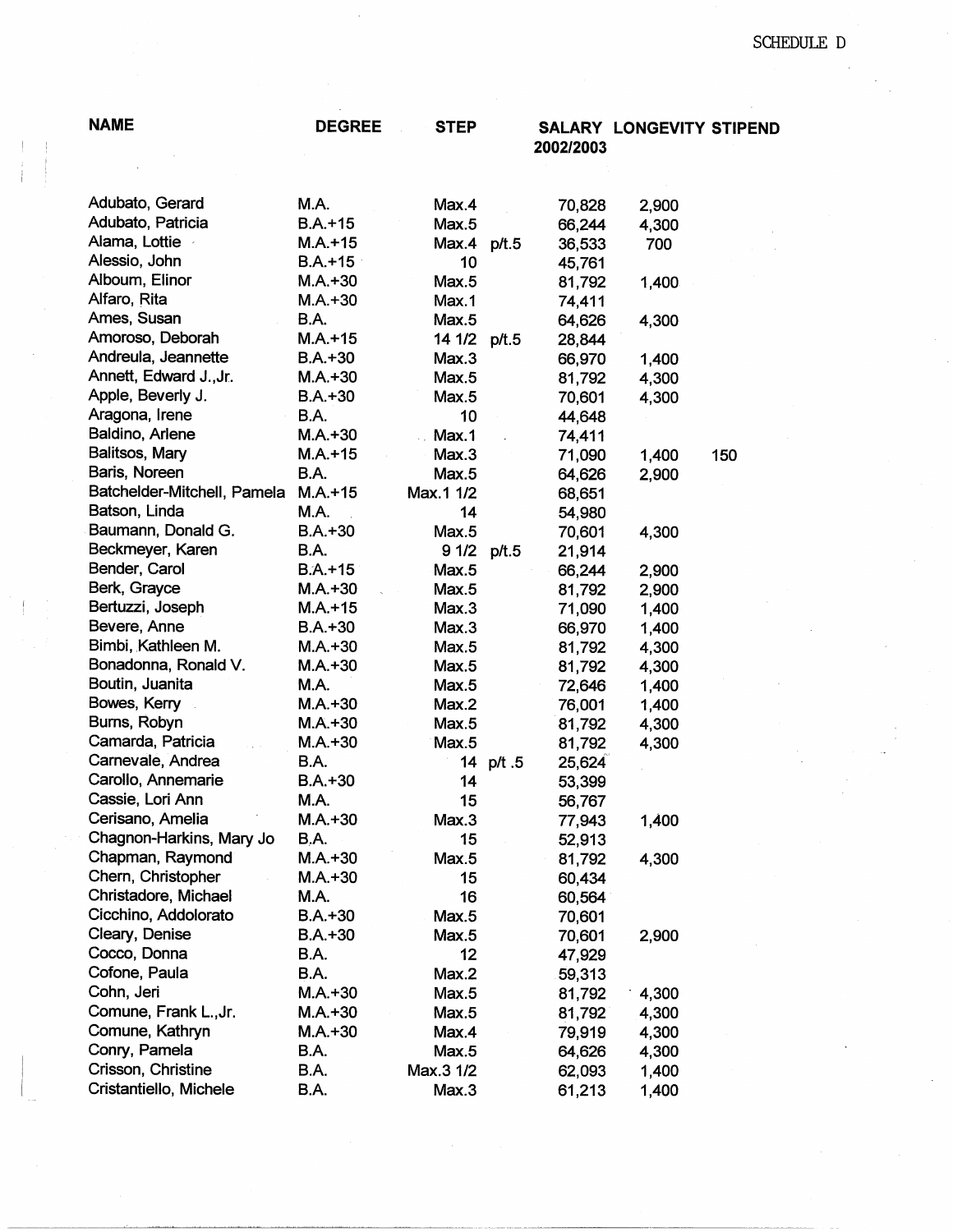SCHEDULE D

| NAME | DEGREE | STEP | | SALARY 2002/2003 | LONGEVITY | STIPEND |
|---|---|---|---|---|---|---|
| Adubato, Gerard | M.A. | Max.4 | | 70,828 | 2,900 | |
| Adubato, Patricia | B.A.+15 | Max.5 | | 66,244 | 4,300 | |
| Alama, Lottie | M.A.+15 | Max.4 | p/t.5 | 36,533 | 700 | |
| Alessio, John | B.A.+15 | 10 | | 45,761 | | |
| Alboum, Elinor | M.A.+30 | Max.5 | | 81,792 | 1,400 | |
| Alfaro, Rita | M.A.+30 | Max.1 | | 74,411 | | |
| Ames, Susan | B.A. | Max.5 | | 64,626 | 4,300 | |
| Amoroso, Deborah | M.A.+15 | 14 1/2 | p/t.5 | 28,844 | | |
| Andreula, Jeannette | B.A.+30 | Max.3 | | 66,970 | 1,400 | |
| Annett, Edward J.,Jr. | M.A.+30 | Max.5 | | 81,792 | 4,300 | |
| Apple, Beverly J. | B.A.+30 | Max.5 | | 70,601 | 4,300 | |
| Aragona, Irene | B.A. | 10 | | 44,648 | | |
| Baldino, Arlene | M.A.+30 | Max.1 | | 74,411 | | |
| Balitsos, Mary | M.A.+15 | Max.3 | | 71,090 | 1,400 | 150 |
| Baris, Noreen | B.A. | Max.5 | | 64,626 | 2,900 | |
| Batchelder-Mitchell, Pamela | M.A.+15 | Max.1 1/2 | | 68,651 | | |
| Batson, Linda | M.A. | 14 | | 54,980 | | |
| Baumann, Donald G. | B.A.+30 | Max.5 | | 70,601 | 4,300 | |
| Beckmeyer, Karen | B.A. | 9 1/2 | p/t.5 | 21,914 | | |
| Bender, Carol | B.A.+15 | Max.5 | | 66,244 | 2,900 | |
| Berk, Grayce | M.A.+30 | Max.5 | | 81,792 | 2,900 | |
| Bertuzzi, Joseph | M.A.+15 | Max.3 | | 71,090 | 1,400 | |
| Bevere, Anne | B.A.+30 | Max.3 | | 66,970 | 1,400 | |
| Bimbi, Kathleen M. | M.A.+30 | Max.5 | | 81,792 | 4,300 | |
| Bonadonna, Ronald V. | M.A.+30 | Max.5 | | 81,792 | 4,300 | |
| Boutin, Juanita | M.A. | Max.5 | | 72,646 | 1,400 | |
| Bowes, Kerry | M.A.+30 | Max.2 | | 76,001 | 1,400 | |
| Burns, Robyn | M.A.+30 | Max.5 | | 81,792 | 4,300 | |
| Camarda, Patricia | M.A.+30 | Max.5 | | 81,792 | 4,300 | |
| Carnevale, Andrea | B.A. | 14 | p/t .5 | 25,624 | | |
| Carollo, Annemarie | B.A.+30 | 14 | | 53,399 | | |
| Cassie, Lori Ann | M.A. | 15 | | 56,767 | | |
| Cerisano, Amelia | M.A.+30 | Max.3 | | 77,943 | 1,400 | |
| Chagnon-Harkins, Mary Jo | B.A. | 15 | | 52,913 | | |
| Chapman, Raymond | M.A.+30 | Max.5 | | 81,792 | 4,300 | |
| Chern, Christopher | M.A.+30 | 15 | | 60,434 | | |
| Christadore, Michael | M.A. | 16 | | 60,564 | | |
| Cicchino, Addolorato | B.A.+30 | Max.5 | | 70,601 | | |
| Cleary, Denise | B.A.+30 | Max.5 | | 70,601 | 2,900 | |
| Cocco, Donna | B.A. | 12 | | 47,929 | | |
| Cofone, Paula | B.A. | Max.2 | | 59,313 | | |
| Cohn, Jeri | M.A.+30 | Max.5 | | 81,792 | 4,300 | |
| Comune, Frank L.,Jr. | M.A.+30 | Max.5 | | 81,792 | 4,300 | |
| Comune, Kathryn | M.A.+30 | Max.4 | | 79,919 | 4,300 | |
| Conry, Pamela | B.A. | Max.5 | | 64,626 | 4,300 | |
| Crisson, Christine | B.A. | Max.3 1/2 | | 62,093 | 1,400 | |
| Cristantiello, Michele | B.A. | Max.3 | | 61,213 | 1,400 | |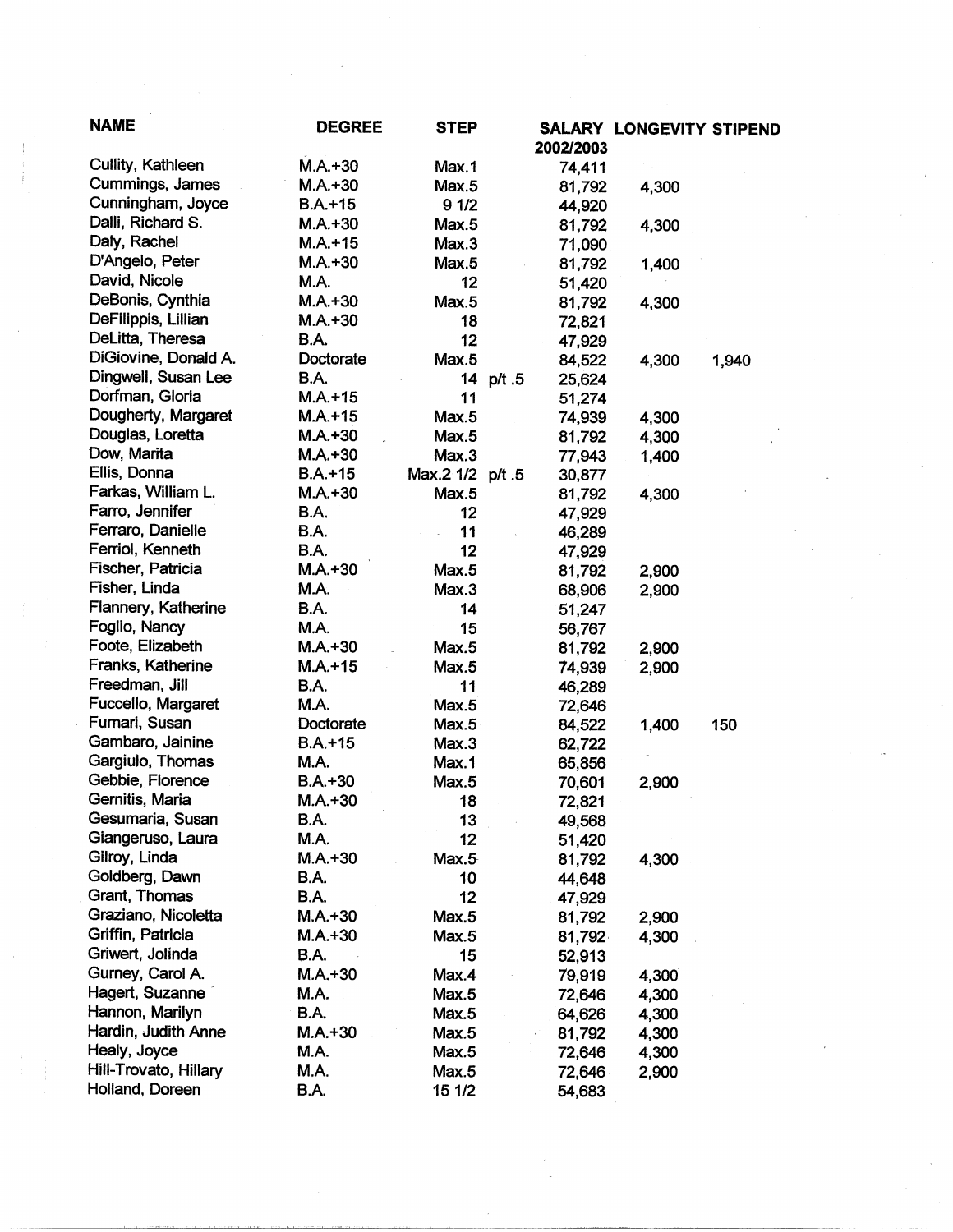| NAME | DEGREE | STEP | | SALARY 2002/2003 | LONGEVITY | STIPEND |
|---|---|---|---|---|---|---|
| Cullity, Kathleen | M.A.+30 | Max.1 | | 74,411 | | |
| Cummings, James | M.A.+30 | Max.5 | | 81,792 | 4,300 | |
| Cunningham, Joyce | B.A.+15 | 9 1/2 | | 44,920 | | |
| Dalli, Richard S. | M.A.+30 | Max.5 | | 81,792 | 4,300 | |
| Daly, Rachel | M.A.+15 | Max.3 | | 71,090 | | |
| D'Angelo, Peter | M.A.+30 | Max.5 | | 81,792 | 1,400 | |
| David, Nicole | M.A. | 12 | | 51,420 | | |
| DeBonis, Cynthia | M.A.+30 | Max.5 | | 81,792 | 4,300 | |
| DeFilippis, Lillian | M.A.+30 | 18 | | 72,821 | | |
| DeLitta, Theresa | B.A. | 12 | | 47,929 | | |
| DiGiovine, Donald A. | Doctorate | Max.5 | | 84,522 | 4,300 | 1,940 |
| Dingwell, Susan Lee | B.A. | 14 | p/t .5 | 25,624 | | |
| Dorfman, Gloria | M.A.+15 | 11 | | 51,274 | | |
| Dougherty, Margaret | M.A.+15 | Max.5 | | 74,939 | 4,300 | |
| Douglas, Loretta | M.A.+30 | Max.5 | | 81,792 | 4,300 | |
| Dow, Marita | M.A.+30 | Max.3 | | 77,943 | 1,400 | |
| Ellis, Donna | B.A.+15 | Max.2 1/2 | p/t .5 | 30,877 | | |
| Farkas, William L. | M.A.+30 | Max.5 | | 81,792 | 4,300 | |
| Farro, Jennifer | B.A. | 12 | | 47,929 | | |
| Ferraro, Danielle | B.A. | 11 | | 46,289 | | |
| Ferriol, Kenneth | B.A. | 12 | | 47,929 | | |
| Fischer, Patricia | M.A.+30 | Max.5 | | 81,792 | 2,900 | |
| Fisher, Linda | M.A. | Max.3 | | 68,906 | 2,900 | |
| Flannery, Katherine | B.A. | 14 | | 51,247 | | |
| Foglio, Nancy | M.A. | 15 | | 56,767 | | |
| Foote, Elizabeth | M.A.+30 | Max.5 | | 81,792 | 2,900 | |
| Franks, Katherine | M.A.+15 | Max.5 | | 74,939 | 2,900 | |
| Freedman, Jill | B.A. | 11 | | 46,289 | | |
| Fuccello, Margaret | M.A. | Max.5 | | 72,646 | | |
| Furnari, Susan | Doctorate | Max.5 | | 84,522 | 1,400 | 150 |
| Gambaro, Jainine | B.A.+15 | Max.3 | | 62,722 | | |
| Gargiulo, Thomas | M.A. | Max.1 | | 65,856 | | |
| Gebbie, Florence | B.A.+30 | Max.5 | | 70,601 | 2,900 | |
| Gernitis, Maria | M.A.+30 | 18 | | 72,821 | | |
| Gesumaria, Susan | B.A. | 13 | | 49,568 | | |
| Giangeruso, Laura | M.A. | 12 | | 51,420 | | |
| Gilroy, Linda | M.A.+30 | Max.5 | | 81,792 | 4,300 | |
| Goldberg, Dawn | B.A. | 10 | | 44,648 | | |
| Grant, Thomas | B.A. | 12 | | 47,929 | | |
| Graziano, Nicoletta | M.A.+30 | Max.5 | | 81,792 | 2,900 | |
| Griffin, Patricia | M.A.+30 | Max.5 | | 81,792 | 4,300 | |
| Griwert, Jolinda | B.A. | 15 | | 52,913 | | |
| Gurney, Carol A. | M.A.+30 | Max.4 | | 79,919 | 4,300 | |
| Hagert, Suzanne | M.A. | Max.5 | | 72,646 | 4,300 | |
| Hannon, Marilyn | B.A. | Max.5 | | 64,626 | 4,300 | |
| Hardin, Judith Anne | M.A.+30 | Max.5 | | 81,792 | 4,300 | |
| Healy, Joyce | M.A. | Max.5 | | 72,646 | 4,300 | |
| Hill-Trovato, Hillary | M.A. | Max.5 | | 72,646 | 2,900 | |
| Holland, Doreen | B.A. | 15 1/2 | | 54,683 | | |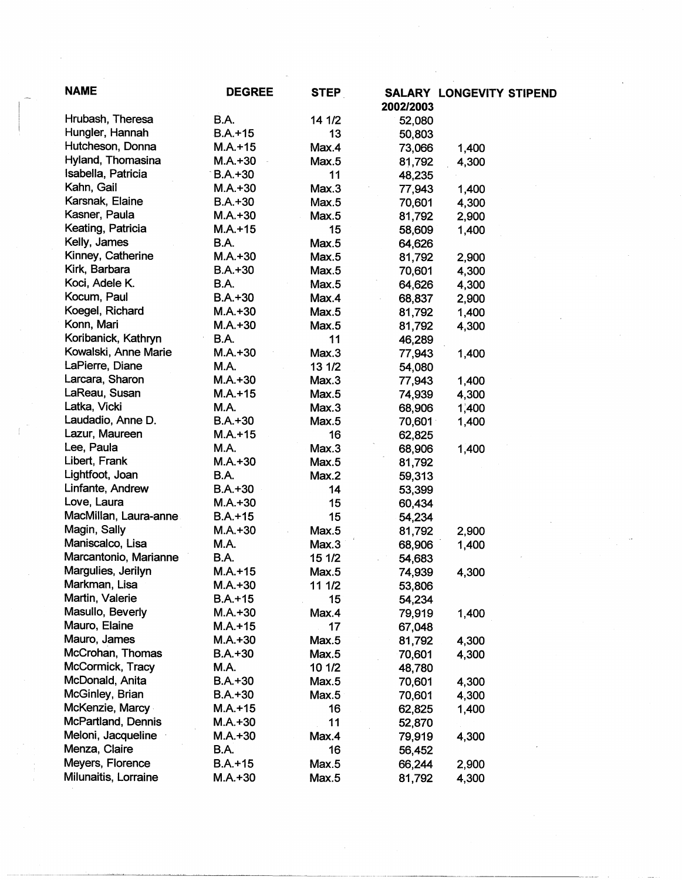| NAME | DEGREE | STEP | SALARY 2002/2003 | LONGEVITY | STIPEND |
|---|---|---|---|---|---|
| Hrubash, Theresa | B.A. | 14 1/2 | 52,080 | | |
| Hungler, Hannah | B.A.+15 | 13 | 50,803 | | |
| Hutcheson, Donna | M.A.+15 | Max.4 | 73,066 | 1,400 | |
| Hyland, Thomasina | M.A.+30 | Max.5 | 81,792 | 4,300 | |
| Isabella, Patricia | B.A.+30 | 11 | 48,235 | | |
| Kahn, Gail | M.A.+30 | Max.3 | 77,943 | 1,400 | |
| Karsnak, Elaine | B.A.+30 | Max.5 | 70,601 | 4,300 | |
| Kasner, Paula | M.A.+30 | Max.5 | 81,792 | 2,900 | |
| Keating, Patricia | M.A.+15 | 15 | 58,609 | 1,400 | |
| Kelly, James | B.A. | Max.5 | 64,626 | | |
| Kinney, Catherine | M.A.+30 | Max.5 | 81,792 | 2,900 | |
| Kirk, Barbara | B.A.+30 | Max.5 | 70,601 | 4,300 | |
| Koci, Adele K. | B.A. | Max.5 | 64,626 | 4,300 | |
| Kocum, Paul | B.A.+30 | Max.4 | 68,837 | 2,900 | |
| Koegel, Richard | M.A.+30 | Max.5 | 81,792 | 1,400 | |
| Konn, Mari | M.A.+30 | Max.5 | 81,792 | 4,300 | |
| Koribanick, Kathryn | B.A. | 11 | 46,289 | | |
| Kowalski, Anne Marie | M.A.+30 | Max.3 | 77,943 | 1,400 | |
| LaPierre, Diane | M.A. | 13 1/2 | 54,080 | | |
| Larcara, Sharon | M.A.+30 | Max.3 | 77,943 | 1,400 | |
| LaReau, Susan | M.A.+15 | Max.5 | 74,939 | 4,300 | |
| Latka, Vicki | M.A. | Max.3 | 68,906 | 1,400 | |
| Laudadio, Anne D. | B.A.+30 | Max.5 | 70,601 | 1,400 | |
| Lazur, Maureen | M.A.+15 | 16 | 62,825 | | |
| Lee, Paula | M.A. | Max.3 | 68,906 | 1,400 | |
| Libert, Frank | M.A.+30 | Max.5 | 81,792 | | |
| Lightfoot, Joan | B.A. | Max.2 | 59,313 | | |
| Linfante, Andrew | B.A.+30 | 14 | 53,399 | | |
| Love, Laura | M.A.+30 | 15 | 60,434 | | |
| MacMillan, Laura-anne | B.A.+15 | 15 | 54,234 | | |
| Magin, Sally | M.A.+30 | Max.5 | 81,792 | 2,900 | |
| Maniscalco, Lisa | M.A. | Max.3 | 68,906 | 1,400 | |
| Marcantonio, Marianne | B.A. | 15 1/2 | 54,683 | | |
| Margulies, Jerilyn | M.A.+15 | Max.5 | 74,939 | 4,300 | |
| Markman, Lisa | M.A.+30 | 11 1/2 | 53,806 | | |
| Martin, Valerie | B.A.+15 | 15 | 54,234 | | |
| Masullo, Beverly | M.A.+30 | Max.4 | 79,919 | 1,400 | |
| Mauro, Elaine | M.A.+15 | 17 | 67,048 | | |
| Mauro, James | M.A.+30 | Max.5 | 81,792 | 4,300 | |
| McCrohan, Thomas | B.A.+30 | Max.5 | 70,601 | 4,300 | |
| McCormick, Tracy | M.A. | 10 1/2 | 48,780 | | |
| McDonald, Anita | B.A.+30 | Max.5 | 70,601 | 4,300 | |
| McGinley, Brian | B.A.+30 | Max.5 | 70,601 | 4,300 | |
| McKenzie, Marcy | M.A.+15 | 16 | 62,825 | 1,400 | |
| McPartland, Dennis | M.A.+30 | 11 | 52,870 | | |
| Meloni, Jacqueline | M.A.+30 | Max.4 | 79,919 | 4,300 | |
| Menza, Claire | B.A. | 16 | 56,452 | | |
| Meyers, Florence | B.A.+15 | Max.5 | 66,244 | 2,900 | |
| Milunaitis, Lorraine | M.A.+30 | Max.5 | 81,792 | 4,300 | |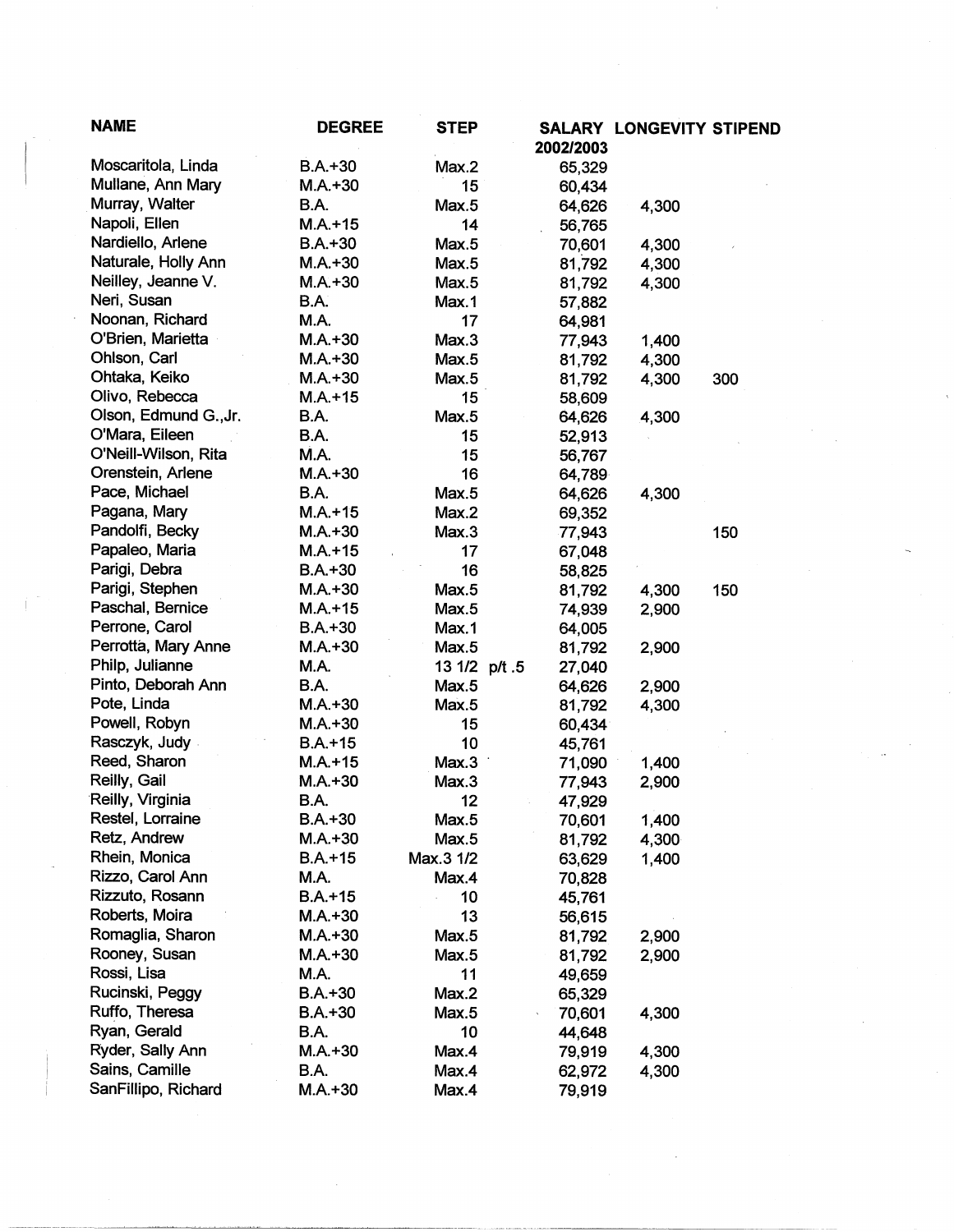| NAME | DEGREE | STEP | SALARY 2002/2003 | LONGEVITY | STIPEND |
|---|---|---|---|---|---|
| Moscaritola, Linda | B.A.+30 | Max.2 | 65,329 | | |
| Mullane, Ann Mary | M.A.+30 | 15 | 60,434 | | |
| Murray, Walter | B.A. | Max.5 | 64,626 | 4,300 | |
| Napoli, Ellen | M.A.+15 | 14 | 56,765 | | |
| Nardiello, Arlene | B.A.+30 | Max.5 | 70,601 | 4,300 | |
| Naturale, Holly Ann | M.A.+30 | Max.5 | 81,792 | 4,300 | |
| Neilley, Jeanne V. | M.A.+30 | Max.5 | 81,792 | 4,300 | |
| Neri, Susan | B.A. | Max.1 | 57,882 | | |
| Noonan, Richard | M.A. | 17 | 64,981 | | |
| O'Brien, Marietta | M.A.+30 | Max.3 | 77,943 | 1,400 | |
| Ohlson, Carl | M.A.+30 | Max.5 | 81,792 | 4,300 | |
| Ohtaka, Keiko | M.A.+30 | Max.5 | 81,792 | 4,300 | 300 |
| Olivo, Rebecca | M.A.+15 | 15 | 58,609 | | |
| Olson, Edmund G.,Jr. | B.A. | Max.5 | 64,626 | 4,300 | |
| O'Mara, Eileen | B.A. | 15 | 52,913 | | |
| O'Neill-Wilson, Rita | M.A. | 15 | 56,767 | | |
| Orenstein, Arlene | M.A.+30 | 16 | 64,789 | | |
| Pace, Michael | B.A. | Max.5 | 64,626 | 4,300 | |
| Pagana, Mary | M.A.+15 | Max.2 | 69,352 | | |
| Pandolfi, Becky | M.A.+30 | Max.3 | 77,943 | | 150 |
| Papaleo, Maria | M.A.+15 | 17 | 67,048 | | |
| Parigi, Debra | B.A.+30 | 16 | 58,825 | | |
| Parigi, Stephen | M.A.+30 | Max.5 | 81,792 | 4,300 | 150 |
| Paschal, Bernice | M.A.+15 | Max.5 | 74,939 | 2,900 | |
| Perrone, Carol | B.A.+30 | Max.1 | 64,005 | | |
| Perrotta, Mary Anne | M.A.+30 | Max.5 | 81,792 | 2,900 | |
| Philp, Julianne | M.A. | 13 1/2 p/t .5 | 27,040 | | |
| Pinto, Deborah Ann | B.A. | Max.5 | 64,626 | 2,900 | |
| Pote, Linda | M.A.+30 | Max.5 | 81,792 | 4,300 | |
| Powell, Robyn | M.A.+30 | 15 | 60,434 | | |
| Rasczyk, Judy | B.A.+15 | 10 | 45,761 | | |
| Reed, Sharon | M.A.+15 | Max.3 | 71,090 | 1,400 | |
| Reilly, Gail | M.A.+30 | Max.3 | 77,943 | 2,900 | |
| Reilly, Virginia | B.A. | 12 | 47,929 | | |
| Restel, Lorraine | B.A.+30 | Max.5 | 70,601 | 1,400 | |
| Retz, Andrew | M.A.+30 | Max.5 | 81,792 | 4,300 | |
| Rhein, Monica | B.A.+15 | Max.3 1/2 | 63,629 | 1,400 | |
| Rizzo, Carol Ann | M.A. | Max.4 | 70,828 | | |
| Rizzuto, Rosann | B.A.+15 | 10 | 45,761 | | |
| Roberts, Moira | M.A.+30 | 13 | 56,615 | | |
| Romaglia, Sharon | M.A.+30 | Max.5 | 81,792 | 2,900 | |
| Rooney, Susan | M.A.+30 | Max.5 | 81,792 | 2,900 | |
| Rossi, Lisa | M.A. | 11 | 49,659 | | |
| Rucinski, Peggy | B.A.+30 | Max.2 | 65,329 | | |
| Ruffo, Theresa | B.A.+30 | Max.5 | 70,601 | 4,300 | |
| Ryan, Gerald | B.A. | 10 | 44,648 | | |
| Ryder, Sally Ann | M.A.+30 | Max.4 | 79,919 | 4,300 | |
| Sains, Camille | B.A. | Max.4 | 62,972 | 4,300 | |
| SanFillipo, Richard | M.A.+30 | Max.4 | 79,919 | | |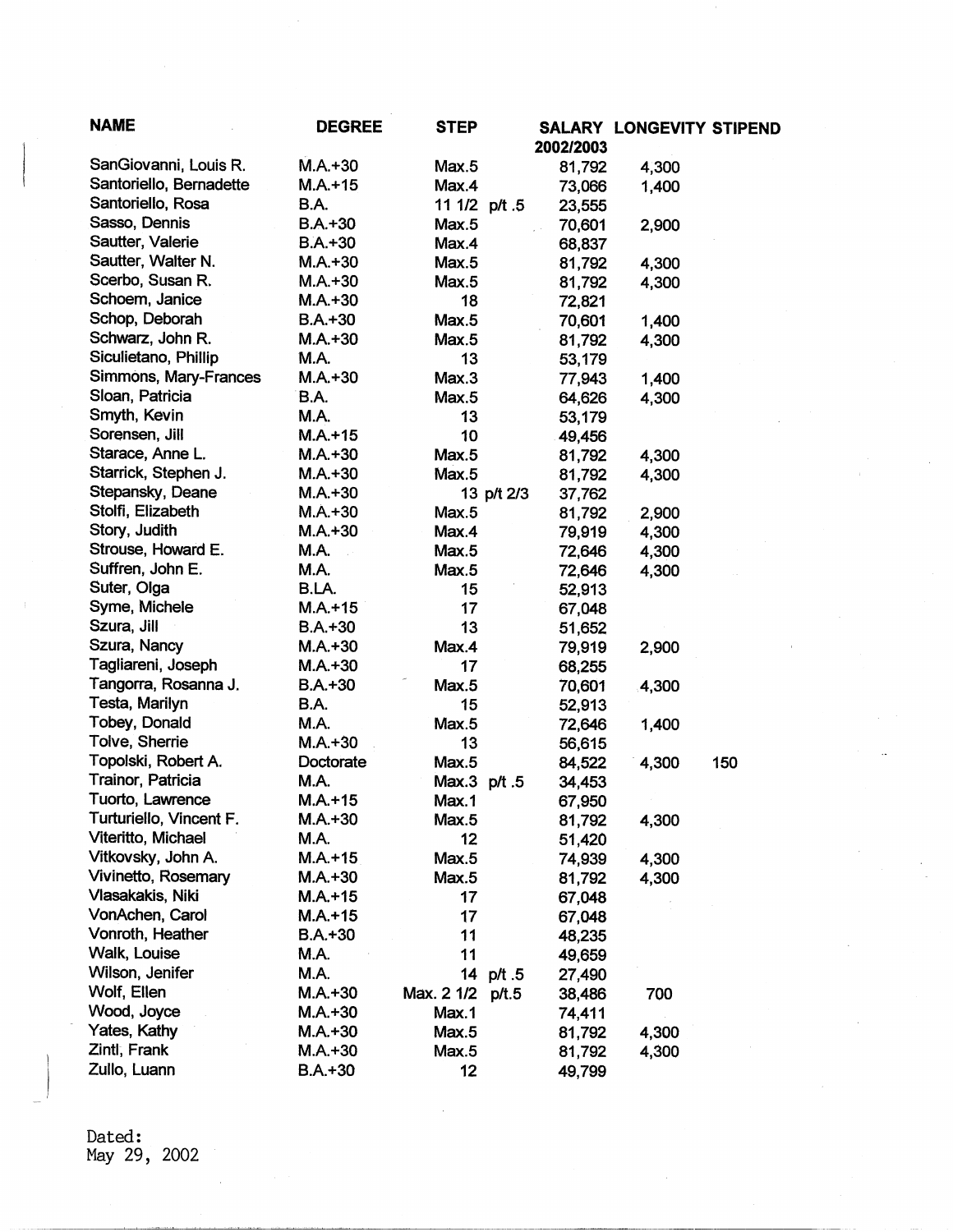| NAME | DEGREE | STEP | | SALARY 2002/2003 | LONGEVITY | STIPEND |
|---|---|---|---|---|---|---|
| SanGiovanni, Louis R. | M.A.+30 | Max.5 | | 81,792 | 4,300 | |
| Santoriello, Bernadette | M.A.+15 | Max.4 | | 73,066 | 1,400 | |
| Santoriello, Rosa | B.A. | 11 1/2 | p/t .5 | 23,555 | | |
| Sasso, Dennis | B.A.+30 | Max.5 | | 70,601 | 2,900 | |
| Sautter, Valerie | B.A.+30 | Max.4 | | 68,837 | | |
| Sautter, Walter N. | M.A.+30 | Max.5 | | 81,792 | 4,300 | |
| Scerbo, Susan R. | M.A.+30 | Max.5 | | 81,792 | 4,300 | |
| Schoem, Janice | M.A.+30 | 18 | | 72,821 | | |
| Schop, Deborah | B.A.+30 | Max.5 | | 70,601 | 1,400 | |
| Schwarz, John R. | M.A.+30 | Max.5 | | 81,792 | 4,300 | |
| Siculietano, Phillip | M.A. | 13 | | 53,179 | | |
| Simmons, Mary-Frances | M.A.+30 | Max.3 | | 77,943 | 1,400 | |
| Sloan, Patricia | B.A. | Max.5 | | 64,626 | 4,300 | |
| Smyth, Kevin | M.A. | 13 | | 53,179 | | |
| Sorensen, Jill | M.A.+15 | 10 | | 49,456 | | |
| Starace, Anne L. | M.A.+30 | Max.5 | | 81,792 | 4,300 | |
| Starrick, Stephen J. | M.A.+30 | Max.5 | | 81,792 | 4,300 | |
| Stepansky, Deane | M.A.+30 | 13 | p/t 2/3 | 37,762 | | |
| Stolfi, Elizabeth | M.A.+30 | Max.5 | | 81,792 | 2,900 | |
| Story, Judith | M.A.+30 | Max.4 | | 79,919 | 4,300 | |
| Strouse, Howard E. | M.A. | Max.5 | | 72,646 | 4,300 | |
| Suffren, John E. | M.A. | Max.5 | | 72,646 | 4,300 | |
| Suter, Olga | B.LA. | 15 | | 52,913 | | |
| Syme, Michele | M.A.+15 | 17 | | 67,048 | | |
| Szura, Jill | B.A.+30 | 13 | | 51,652 | | |
| Szura, Nancy | M.A.+30 | Max.4 | | 79,919 | 2,900 | |
| Tagliareni, Joseph | M.A.+30 | 17 | | 68,255 | | |
| Tangorra, Rosanna J. | B.A.+30 | Max.5 | | 70,601 | 4,300 | |
| Testa, Marilyn | B.A. | 15 | | 52,913 | | |
| Tobey, Donald | M.A. | Max.5 | | 72,646 | 1,400 | |
| Tolve, Sherrie | M.A.+30 | 13 | | 56,615 | | |
| Topolski, Robert A. | Doctorate | Max.5 | | 84,522 | 4,300 | 150 |
| Trainor, Patricia | M.A. | Max.3 | p/t .5 | 34,453 | | |
| Tuorto, Lawrence | M.A.+15 | Max.1 | | 67,950 | | |
| Turturiello, Vincent F. | M.A.+30 | Max.5 | | 81,792 | 4,300 | |
| Viteritto, Michael | M.A. | 12 | | 51,420 | | |
| Vitkovsky, John A. | M.A.+15 | Max.5 | | 74,939 | 4,300 | |
| Vivinetto, Rosemary | M.A.+30 | Max.5 | | 81,792 | 4,300 | |
| Vlasakakis, Niki | M.A.+15 | 17 | | 67,048 | | |
| VonAchen, Carol | M.A.+15 | 17 | | 67,048 | | |
| Vonroth, Heather | B.A.+30 | 11 | | 48,235 | | |
| Walk, Louise | M.A. | 11 | | 49,659 | | |
| Wilson, Jenifer | M.A. | 14 | p/t .5 | 27,490 | | |
| Wolf, Ellen | M.A.+30 | Max. 2 1/2 | p/t.5 | 38,486 | 700 | |
| Wood, Joyce | M.A.+30 | Max.1 | | 74,411 | | |
| Yates, Kathy | M.A.+30 | Max.5 | | 81,792 | 4,300 | |
| Zintl, Frank | M.A.+30 | Max.5 | | 81,792 | 4,300 | |
| Zullo, Luann | B.A.+30 | 12 | | 49,799 | | |

Dated:
May 29, 2002